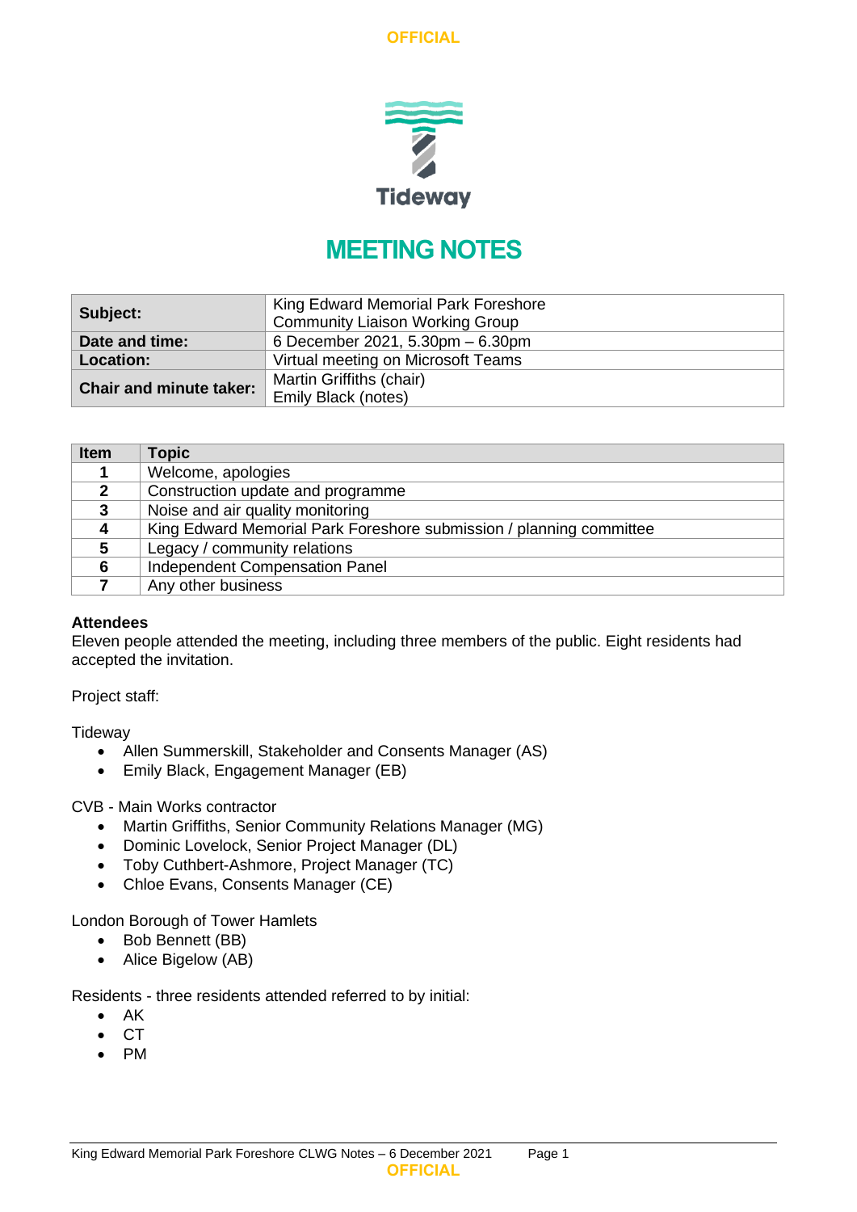# MEETING NOTES

| | |
|---|---|
| **Subject:** | King Edward Memorial Park Foreshore Community Liaison Working Group |
| **Date and time:** | 6 December 2021, 5.30pm – 6.30pm |
| **Location:** | Virtual meeting on Microsoft Teams |
| **Chair and minute taker:** | Martin Griffiths (chair)<br>Emily Black (notes) |

| Item | Topic |
|---|---|
| 1 | Welcome, apologies |
| 2 | Construction update and programme |
| 3 | Noise and air quality monitoring |
| 4 | King Edward Memorial Park Foreshore submission / planning committee |
| 5 | Legacy / community relations |
| 6 | Independent Compensation Panel |
| 7 | Any other business |

**Attendees**

Eleven people attended the meeting, including three members of the public. Eight residents had accepted the invitation.

Project staff:

Tideway

- Allen Summerskill, Stakeholder and Consents Manager (AS)
- Emily Black, Engagement Manager (EB)

CVB - Main Works contractor

- Martin Griffiths, Senior Community Relations Manager (MG)
- Dominic Lovelock, Senior Project Manager (DL)
- Toby Cuthbert-Ashmore, Project Manager (TC)
- Chloe Evans, Consents Manager (CE)

London Borough of Tower Hamlets

- Bob Bennett (BB)
- Alice Bigelow (AB)

Residents - three residents attended referred to by initial:

- AK
- CT
- PM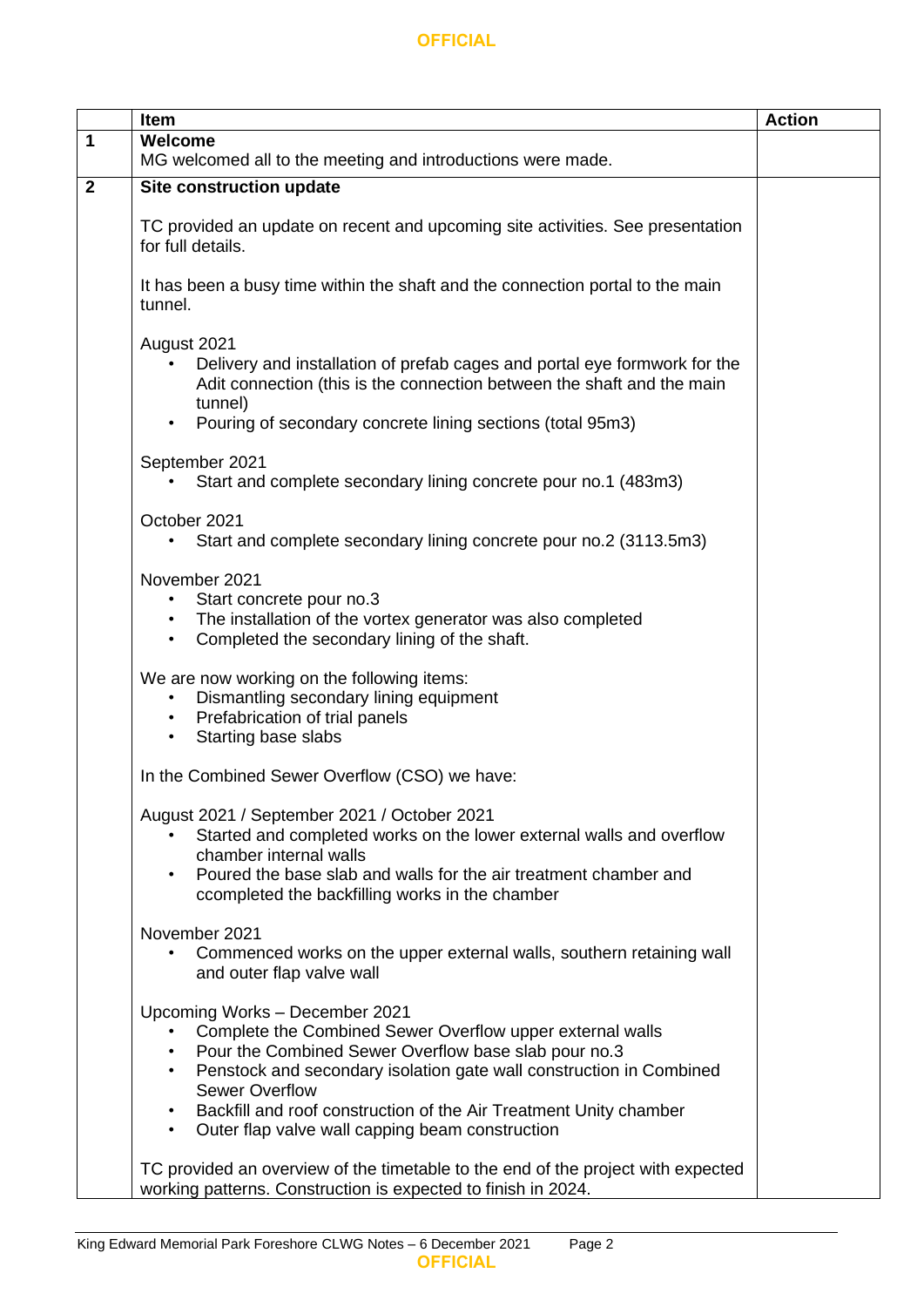|   | Item | Action |
|---|---|---|
| **1** | **Welcome**<br>MG welcomed all to the meeting and introductions were made. | |
| **2** | **Site construction update**<br><br>TC provided an update on recent and upcoming site activities. See presentation for full details.<br><br>It has been a busy time within the shaft and the connection portal to the main tunnel.<br><br>August 2021<br>• Delivery and installation of prefab cages and portal eye formwork for the Adit connection (this is the connection between the shaft and the main tunnel)<br>• Pouring of secondary concrete lining sections (total 95m3)<br><br>September 2021<br>• Start and complete secondary lining concrete pour no.1 (483m3)<br><br>October 2021<br>• Start and complete secondary lining concrete pour no.2 (3113.5m3)<br><br>November 2021<br>• Start concrete pour no.3<br>• The installation of the vortex generator was also completed<br>• Completed the secondary lining of the shaft.<br><br>We are now working on the following items:<br>• Dismantling secondary lining equipment<br>• Prefabrication of trial panels<br>• Starting base slabs<br><br>In the Combined Sewer Overflow (CSO) we have:<br><br>August 2021 / September 2021 / October 2021<br>• Started and completed works on the lower external walls and overflow chamber internal walls<br>• Poured the base slab and walls for the air treatment chamber and ccompleted the backfilling works in the chamber<br><br>November 2021<br>• Commenced works on the upper external walls, southern retaining wall and outer flap valve wall<br><br>Upcoming Works – December 2021<br>• Complete the Combined Sewer Overflow upper external walls<br>• Pour the Combined Sewer Overflow base slab pour no.3<br>• Penstock and secondary isolation gate wall construction in Combined Sewer Overflow<br>• Backfill and roof construction of the Air Treatment Unity chamber<br>• Outer flap valve wall capping beam construction<br><br>TC provided an overview of the timetable to the end of the project with expected working patterns. Construction is expected to finish in 2024. | |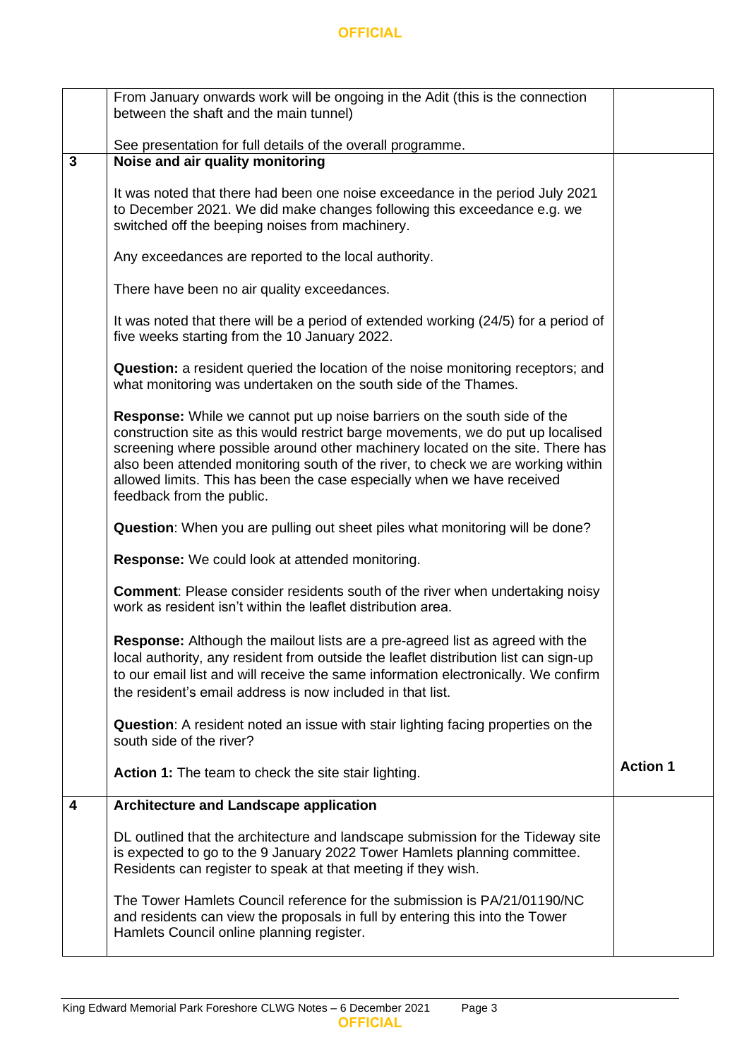| | | |
|---|---|---|
| | From January onwards work will be ongoing in the Adit (this is the connection between the shaft and the main tunnel)<br><br>See presentation for full details of the overall programme. | |
| **3** | **Noise and air quality monitoring**<br><br>It was noted that there had been one noise exceedance in the period July 2021 to December 2021. We did make changes following this exceedance e.g. we switched off the beeping noises from machinery.<br><br>Any exceedances are reported to the local authority.<br><br>There have been no air quality exceedances.<br><br>It was noted that there will be a period of extended working (24/5) for a period of five weeks starting from the 10 January 2022.<br><br>**Question:** a resident queried the location of the noise monitoring receptors; and what monitoring was undertaken on the south side of the Thames.<br><br>**Response:** While we cannot put up noise barriers on the south side of the construction site as this would restrict barge movements, we do put up localised screening where possible around other machinery located on the site. There has also been attended monitoring south of the river, to check we are working within allowed limits. This has been the case especially when we have received feedback from the public.<br><br>**Question**: When you are pulling out sheet piles what monitoring will be done?<br><br>**Response:** We could look at attended monitoring.<br><br>**Comment**: Please consider residents south of the river when undertaking noisy work as resident isn't within the leaflet distribution area.<br><br>**Response:** Although the mailout lists are a pre-agreed list as agreed with the local authority, any resident from outside the leaflet distribution list can sign-up to our email list and will receive the same information electronically. We confirm the resident's email address is now included in that list.<br><br>**Question**: A resident noted an issue with stair lighting facing properties on the south side of the river?<br><br>**Action 1:** The team to check the site stair lighting. | **Action 1** |
| **4** | **Architecture and Landscape application**<br><br>DL outlined that the architecture and landscape submission for the Tideway site is expected to go to the 9 January 2022 Tower Hamlets planning committee. Residents can register to speak at that meeting if they wish.<br><br>The Tower Hamlets Council reference for the submission is PA/21/01190/NC and residents can view the proposals in full by entering this into the Tower Hamlets Council online planning register. | |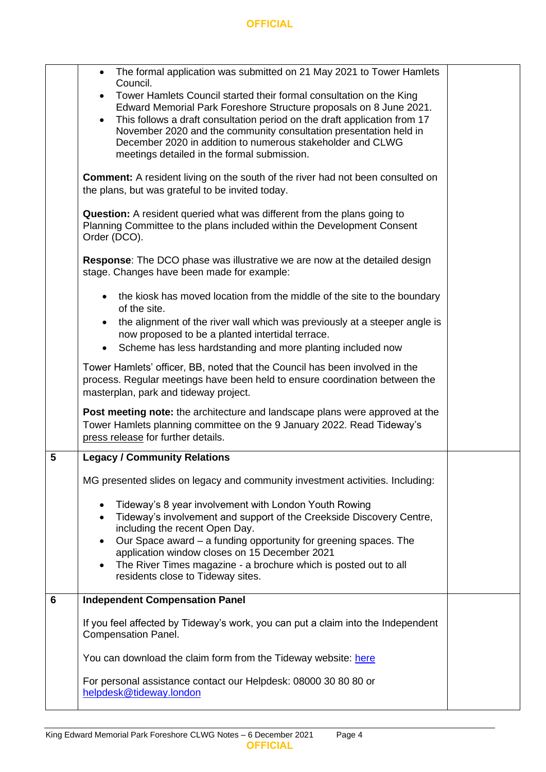| | | |
|---|---|---|
| | • The formal application was submitted on 21 May 2021 to Tower Hamlets Council.<br>• Tower Hamlets Council started their formal consultation on the King Edward Memorial Park Foreshore Structure proposals on 8 June 2021.<br>• This follows a draft consultation period on the draft application from 17 November 2020 and the community consultation presentation held in December 2020 in addition to numerous stakeholder and CLWG meetings detailed in the formal submission.<br><br>**Comment:** A resident living on the south of the river had not been consulted on the plans, but was grateful to be invited today.<br><br>**Question:** A resident queried what was different from the plans going to Planning Committee to the plans included within the Development Consent Order (DCO).<br><br>**Response**: The DCO phase was illustrative we are now at the detailed design stage. Changes have been made for example:<br><br>• the kiosk has moved location from the middle of the site to the boundary of the site.<br>• the alignment of the river wall which was previously at a steeper angle is now proposed to be a planted intertidal terrace.<br>• Scheme has less hardstanding and more planting included now<br><br>Tower Hamlets' officer, BB, noted that the Council has been involved in the process. Regular meetings have been held to ensure coordination between the masterplan, park and tideway project.<br><br>**Post meeting note:** the architecture and landscape plans were approved at the Tower Hamlets planning committee on the 9 January 2022. Read Tideway's press release for further details. | |
| 5 | **Legacy / Community Relations**<br><br>MG presented slides on legacy and community investment activities. Including:<br><br>• Tideway's 8 year involvement with London Youth Rowing<br>• Tideway's involvement and support of the Creekside Discovery Centre, including the recent Open Day.<br>• Our Space award – a funding opportunity for greening spaces. The application window closes on 15 December 2021<br>• The River Times magazine - a brochure which is posted out to all residents close to Tideway sites. | |
| 6 | **Independent Compensation Panel**<br><br>If you feel affected by Tideway's work, you can put a claim into the Independent Compensation Panel.<br><br>You can download the claim form from the Tideway website: here<br><br>For personal assistance contact our Helpdesk: 08000 30 80 80 or helpdesk@tideway.london | |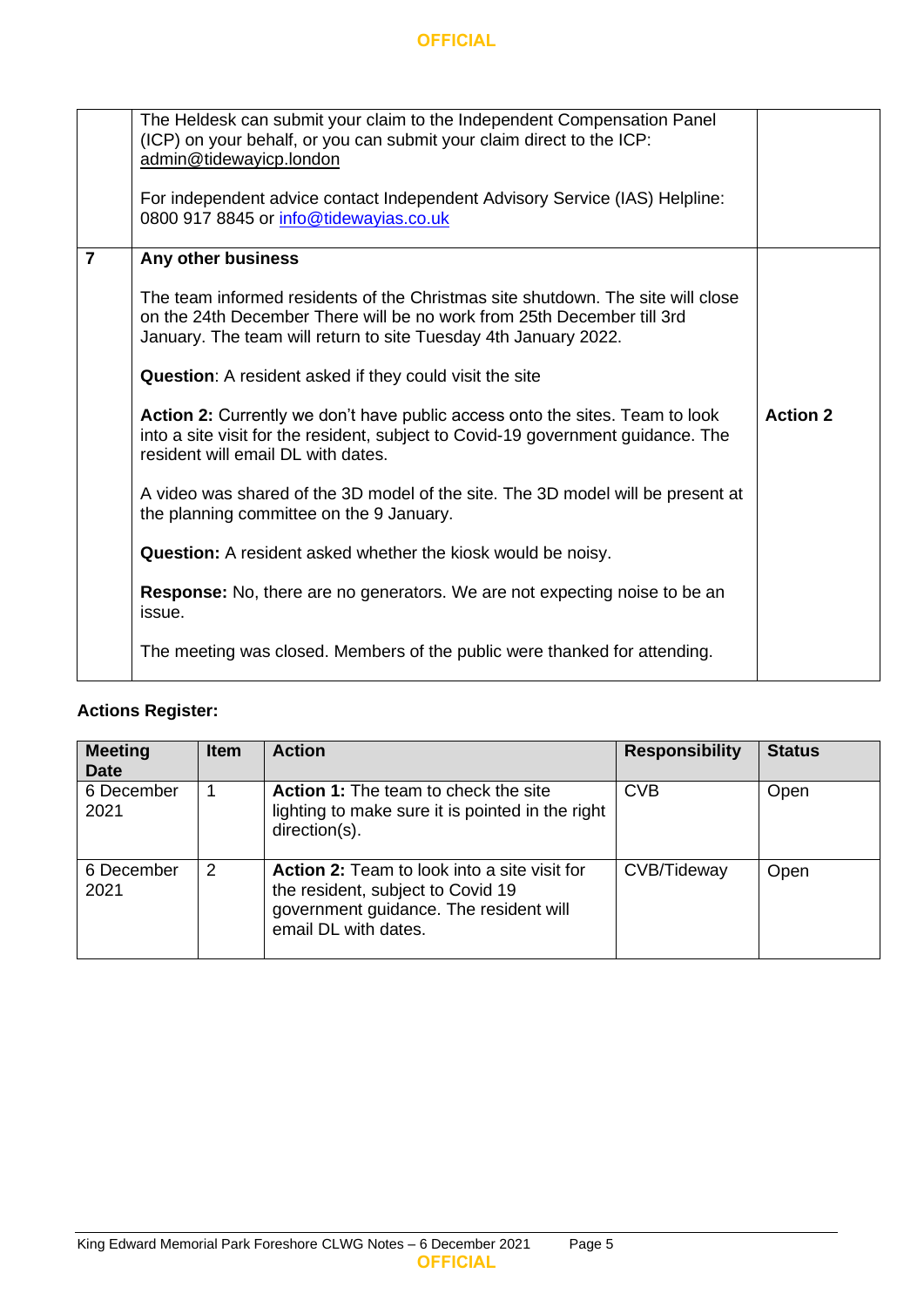| | | |
|---|---|---|
| | The Heldesk can submit your claim to the Independent Compensation Panel (ICP) on your behalf, or you can submit your claim direct to the ICP: admin@tidewayicp.london<br><br>For independent advice contact Independent Advisory Service (IAS) Helpline: 0800 917 8845 or info@tidewayias.co.uk | |
| **7** | **Any other business**<br><br>The team informed residents of the Christmas site shutdown. The site will close on the 24th December There will be no work from 25th December till 3rd January. The team will return to site Tuesday 4th January 2022.<br><br>**Question**: A resident asked if they could visit the site<br><br>**Action 2:** Currently we don't have public access onto the sites. Team to look into a site visit for the resident, subject to Covid-19 government guidance. The resident will email DL with dates.<br><br>A video was shared of the 3D model of the site. The 3D model will be present at the planning committee on the 9 January.<br><br>**Question:** A resident asked whether the kiosk would be noisy.<br><br>**Response:** No, there are no generators. We are not expecting noise to be an issue.<br><br>The meeting was closed. Members of the public were thanked for attending. | **Action 2** |

**Actions Register:**

| Meeting Date | Item | Action | Responsibility | Status |
|---|---|---|---|---|
| 6 December 2021 | 1 | **Action 1:** The team to check the site lighting to make sure it is pointed in the right direction(s). | CVB | Open |
| 6 December 2021 | 2 | **Action 2:** Team to look into a site visit for the resident, subject to Covid 19 government guidance. The resident will email DL with dates. | CVB/Tideway | Open |